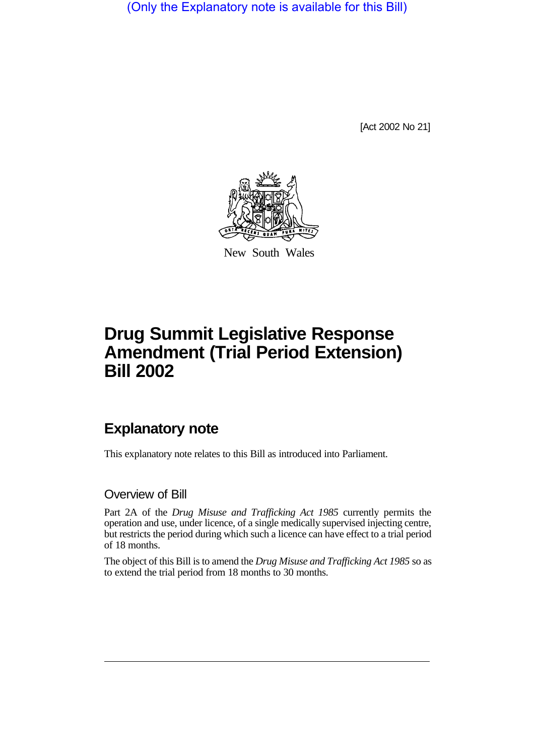(Only the Explanatory note is available for this Bill)

[Act 2002 No 21]

New South Wales

# Drug Summit Legislative Response Amendment (Trial Period Extension) Bill 2002

## Explanatory note

This explanatory note relates to this Bill as introduced into Parliament.

### Overview of Bill

Part 2A of the *Drug Misuse and Trafficking Act 1985* currently permits the operation and use, under licence, of a single medically supervised injecting centre, but restricts the period during which such a licence can have effect to a trial period of 18 months.

The object of this Bill is to amend the *Drug Misuse and Trafficking Act 1985* so as to extend the trial period from 18 months to 30 months.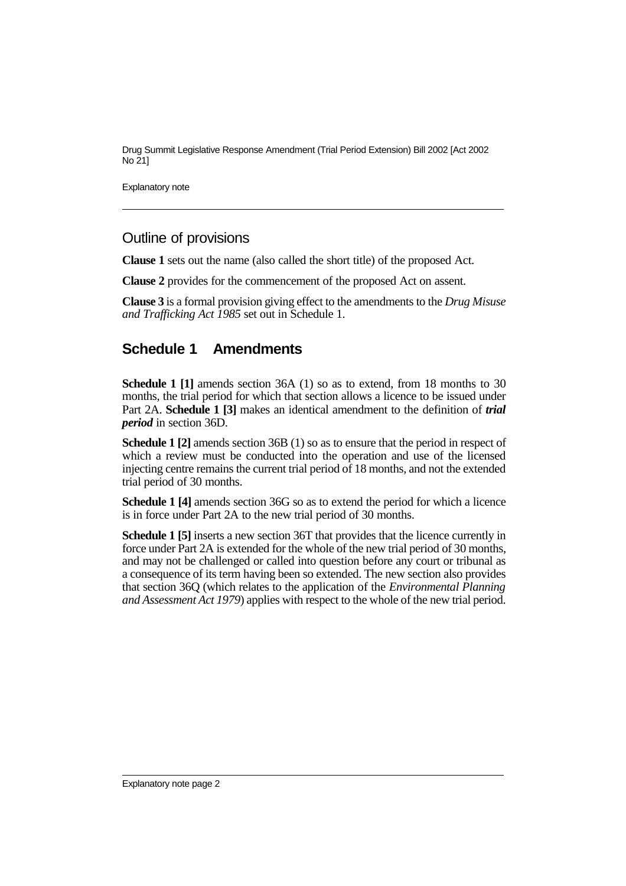## Outline of provisions

**Clause 1** sets out the name (also called the short title) of the proposed Act.

**Clause 2** provides for the commencement of the proposed Act on assent.

**Clause 3** is a formal provision giving effect to the amendments to the *Drug Misuse and Trafficking Act 1985* set out in Schedule 1.

## Schedule 1 Amendments

**Schedule 1 [1]** amends section 36A (1) so as to extend, from 18 months to 30 months, the trial period for which that section allows a licence to be issued under Part 2A. **Schedule 1 [3]** makes an identical amendment to the definition of ***trial period*** in section 36D.

**Schedule 1 [2]** amends section 36B (1) so as to ensure that the period in respect of which a review must be conducted into the operation and use of the licensed injecting centre remains the current trial period of 18 months, and not the extended trial period of 30 months.

**Schedule 1 [4]** amends section 36G so as to extend the period for which a licence is in force under Part 2A to the new trial period of 30 months.

**Schedule 1 [5]** inserts a new section 36T that provides that the licence currently in force under Part 2A is extended for the whole of the new trial period of 30 months, and may not be challenged or called into question before any court or tribunal as a consequence of its term having been so extended. The new section also provides that section 36Q (which relates to the application of the *Environmental Planning and Assessment Act 1979*) applies with respect to the whole of the new trial period.